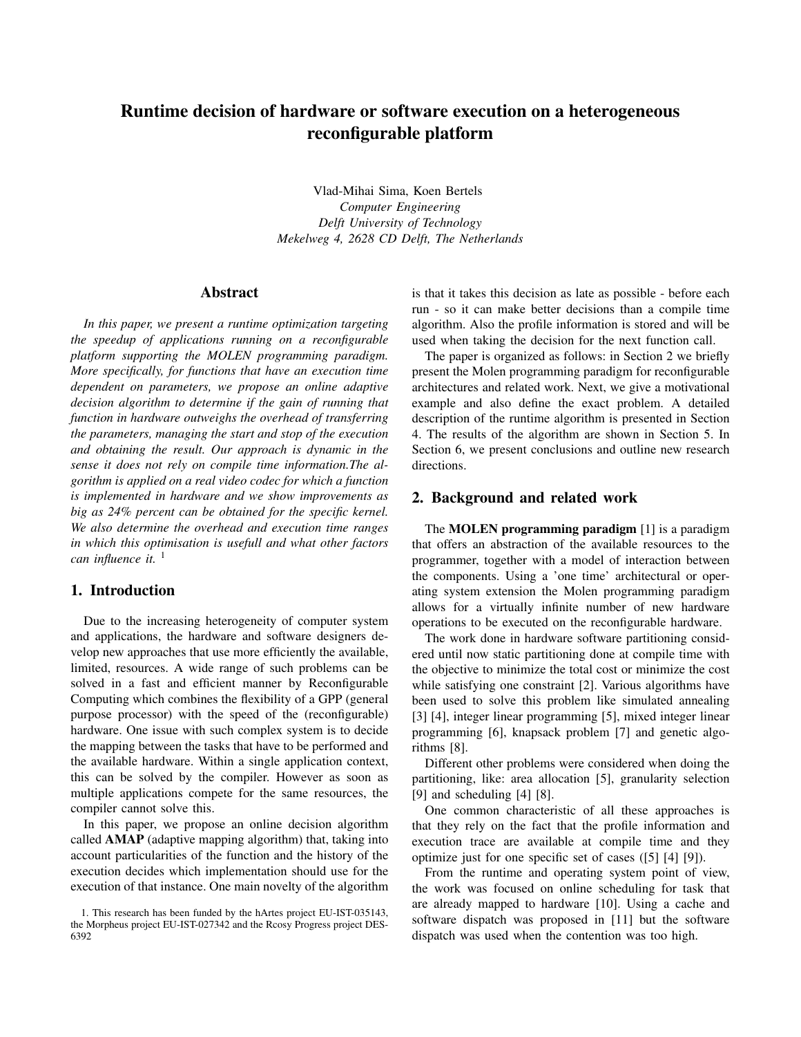# Runtime decision of hardware or software execution on a heterogeneous reconfigurable platform

Vlad-Mihai Sima, Koen Bertels
*Computer Engineering*
*Delft University of Technology*
*Mekelweg 4, 2628 CD Delft, The Netherlands*

## Abstract

*In this paper, we present a runtime optimization targeting the speedup of applications running on a reconfigurable platform supporting the MOLEN programming paradigm. More specifically, for functions that have an execution time dependent on parameters, we propose an online adaptive decision algorithm to determine if the gain of running that function in hardware outweighs the overhead of transferring the parameters, managing the start and stop of the execution and obtaining the result. Our approach is dynamic in the sense it does not rely on compile time information.The algorithm is applied on a real video codec for which a function is implemented in hardware and we show improvements as big as 24% percent can be obtained for the specific kernel. We also determine the overhead and execution time ranges in which this optimisation is usefull and what other factors can influence it.* [1]

## 1. Introduction

Due to the increasing heterogeneity of computer system and applications, the hardware and software designers develop new approaches that use more efficiently the available, limited, resources. A wide range of such problems can be solved in a fast and efficient manner by Reconfigurable Computing which combines the flexibility of a GPP (general purpose processor) with the speed of the (reconfigurable) hardware. One issue with such complex system is to decide the mapping between the tasks that have to be performed and the available hardware. Within a single application context, this can be solved by the compiler. However as soon as multiple applications compete for the same resources, the compiler cannot solve this.

In this paper, we propose an online decision algorithm called **AMAP** (adaptive mapping algorithm) that, taking into account particularities of the function and the history of the execution decides which implementation should use for the execution of that instance. One main novelty of the algorithm is that it takes this decision as late as possible - before each run - so it can make better decisions than a compile time algorithm. Also the profile information is stored and will be used when taking the decision for the next function call.

The paper is organized as follows: in Section 2 we briefly present the Molen programming paradigm for reconfigurable architectures and related work. Next, we give a motivational example and also define the exact problem. A detailed description of the runtime algorithm is presented in Section 4. The results of the algorithm are shown in Section 5. In Section 6, we present conclusions and outline new research directions.

## 2. Background and related work

The **MOLEN programming paradigm** [1] is a paradigm that offers an abstraction of the available resources to the programmer, together with a model of interaction between the components. Using a 'one time' architectural or operating system extension the Molen programming paradigm allows for a virtually infinite number of new hardware operations to be executed on the reconfigurable hardware.

The work done in hardware software partitioning considered until now static partitioning done at compile time with the objective to minimize the total cost or minimize the cost while satisfying one constraint [2]. Various algorithms have been used to solve this problem like simulated annealing [3] [4], integer linear programming [5], mixed integer linear programming [6], knapsack problem [7] and genetic algorithms [8].

Different other problems were considered when doing the partitioning, like: area allocation [5], granularity selection [9] and scheduling [4] [8].

One common characteristic of all these approaches is that they rely on the fact that the profile information and execution trace are available at compile time and they optimize just for one specific set of cases ([5] [4] [9]).

From the runtime and operating system point of view, the work was focused on online scheduling for task that are already mapped to hardware [10]. Using a cache and software dispatch was proposed in [11] but the software dispatch was used when the contention was too high.

1. This research has been funded by the hArtes project EU-IST-035143, the Morpheus project EU-IST-027342 and the Rcosy Progress project DES-6392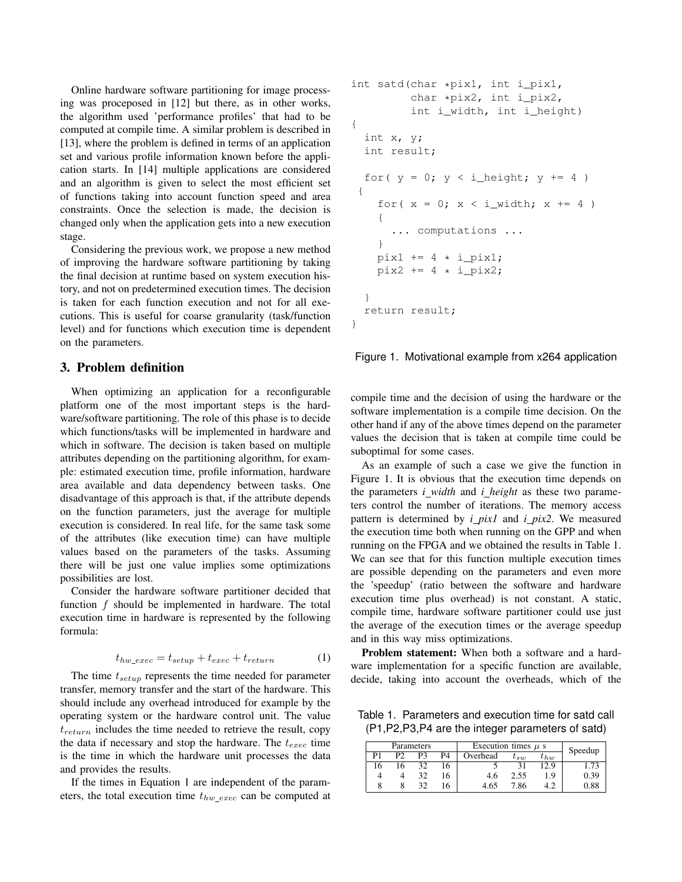Online hardware software partitioning for image processing was proceposed in [12] but there, as in other works, the algorithm used 'performance profiles' that had to be computed at compile time. A similar problem is described in [13], where the problem is defined in terms of an application set and various profile information known before the application starts. In [14] multiple applications are considered and an algorithm is given to select the most efficient set of functions taking into account function speed and area constraints. Once the selection is made, the decision is changed only when the application gets into a new execution stage.

Considering the previous work, we propose a new method of improving the hardware software partitioning by taking the final decision at runtime based on system execution history, and not on predetermined execution times. The decision is taken for each function execution and not for all executions. This is useful for coarse granularity (task/function level) and for functions which execution time is dependent on the parameters.

## 3. Problem definition

When optimizing an application for a reconfigurable platform one of the most important steps is the hardware/software partitioning. The role of this phase is to decide which functions/tasks will be implemented in hardware and which in software. The decision is taken based on multiple attributes depending on the partitioning algorithm, for example: estimated execution time, profile information, hardware area available and data dependency between tasks. One disadvantage of this approach is that, if the attribute depends on the function parameters, just the average for multiple execution is considered. In real life, for the same task some of the attributes (like execution time) can have multiple values based on the parameters of the tasks. Assuming there will be just one value implies some optimizations possibilities are lost.

Consider the hardware software partitioner decided that function $f$ should be implemented in hardware. The total execution time in hardware is represented by the following formula:

$$t_{hw\_exec} = t_{setup} + t_{exec} + t_{return} \tag{1}$$

The time $t_{setup}$ represents the time needed for parameter transfer, memory transfer and the start of the hardware. This should include any overhead introduced for example by the operating system or the hardware control unit. The value $t_{return}$ includes the time needed to retrieve the result, copy the data if necessary and stop the hardware. The $t_{exec}$ time is the time in which the hardware unit processes the data and provides the results.

If the times in Equation 1 are independent of the parameters, the total execution time $t_{hw\_exec}$ can be computed at compile time and the decision of using the hardware or the software implementation is a compile time decision. On the other hand if any of the above times depend on the parameter values the decision that is taken at compile time could be suboptimal for some cases.

```
int satd(char *pix1, int i_pix1,
         char *pix2, int i_pix2,
         int i_width, int i_height)
{
  int x, y;
  int result;

  for( y = 0; y < i_height; y += 4 )
 {
    for( x = 0; x < i_width; x += 4 )
    {
      ... computations ...
    }
    pix1 += 4 * i_pix1;
    pix2 += 4 * i_pix2;

  }
  return result;
}
```

Figure 1. Motivational example from x264 application

As an example of such a case we give the function in Figure 1. It is obvious that the execution time depends on the parameters *i_width* and *i_height* as these two parameters control the number of iterations. The memory access pattern is determined by *i_pix1* and *i_pix2*. We measured the execution time both when running on the GPP and when running on the FPGA and we obtained the results in Table 1. We can see that for this function multiple execution times are possible depending on the parameters and even more the 'speedup' (ratio between the software and hardware execution time plus overhead) is not constant. A static, compile time, hardware software partitioner could use just the average of the execution times or the average speedup and in this way miss optimizations.

**Problem statement:** When both a software and a hardware implementation for a specific function are available, decide, taking into account the overheads, which of the

Table 1. Parameters and execution time for satd call (P1,P2,P3,P4 are the integer parameters of satd)

| Parameters | | | | Execution times $\mu$ s | | | Speedup |
|---|---|---|---|---|---|---|---|
| P1 | P2 | P3 | P4 | Overhead | $t_{sw}$ | $t_{hw}$ | |
| 16 | 16 | 32 | 16 | 5 | 31 | 12.9 | 1.73 |
| 4 | 4 | 32 | 16 | 4.6 | 2.55 | 1.9 | 0.39 |
| 8 | 8 | 32 | 16 | 4.65 | 7.86 | 4.2 | 0.88 |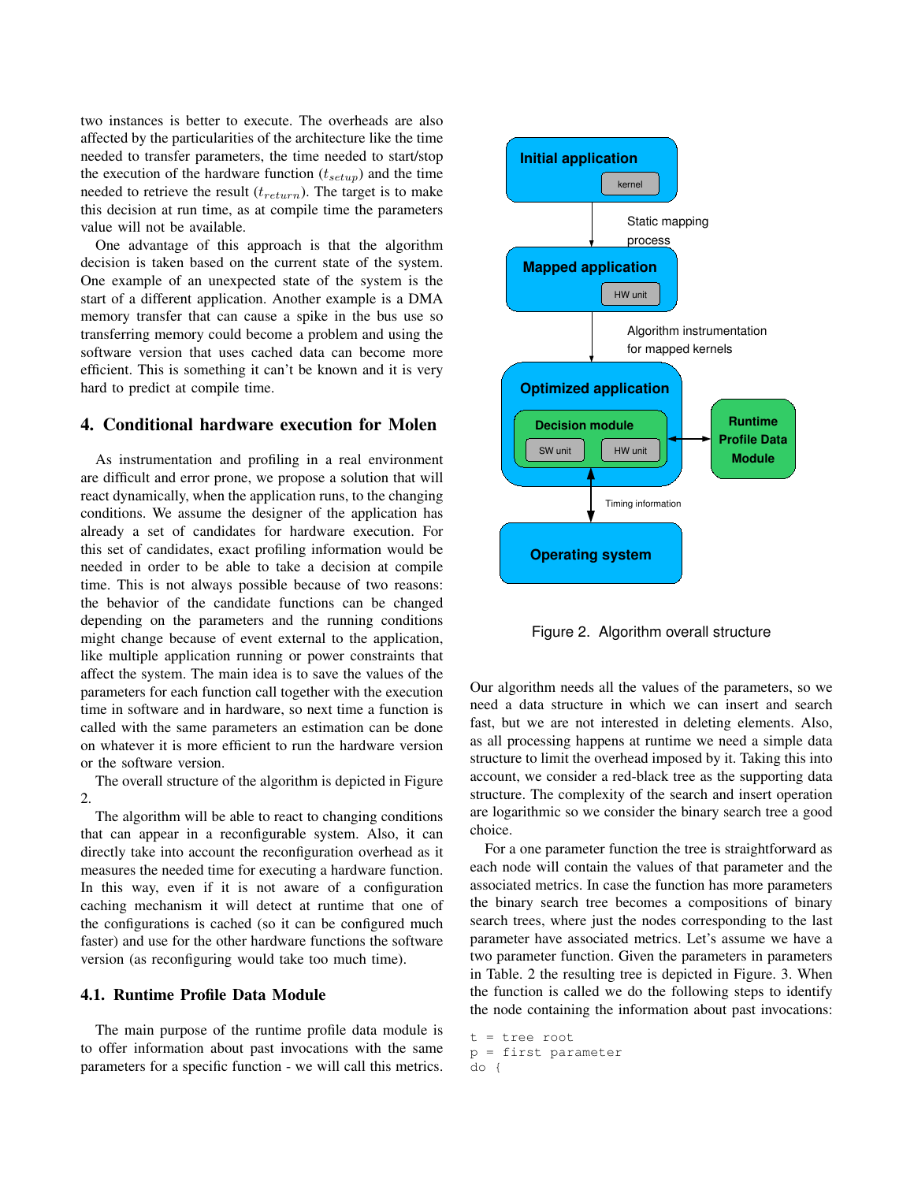two instances is better to execute. The overheads are also affected by the particularities of the architecture like the time needed to transfer parameters, the time needed to start/stop the execution of the hardware function ($t_{setup}$) and the time needed to retrieve the result ($t_{return}$). The target is to make this decision at run time, as at compile time the parameters value will not be available.

One advantage of this approach is that the algorithm decision is taken based on the current state of the system. One example of an unexpected state of the system is the start of a different application. Another example is a DMA memory transfer that can cause a spike in the bus use so transferring memory could become a problem and using the software version that uses cached data can become more efficient. This is something it can't be known and it is very hard to predict at compile time.

## 4. Conditional hardware execution for Molen

As instrumentation and profiling in a real environment are difficult and error prone, we propose a solution that will react dynamically, when the application runs, to the changing conditions. We assume the designer of the application has already a set of candidates for hardware execution. For this set of candidates, exact profiling information would be needed in order to be able to take a decision at compile time. This is not always possible because of two reasons: the behavior of the candidate functions can be changed depending on the parameters and the running conditions might change because of event external to the application, like multiple application running or power constraints that affect the system. The main idea is to save the values of the parameters for each function call together with the execution time in software and in hardware, so next time a function is called with the same parameters an estimation can be done on whatever it is more efficient to run the hardware version or the software version.

The overall structure of the algorithm is depicted in Figure 2.

The algorithm will be able to react to changing conditions that can appear in a reconfigurable system. Also, it can directly take into account the reconfiguration overhead as it measures the needed time for executing a hardware function. In this way, even if it is not aware of a configuration caching mechanism it will detect at runtime that one of the configurations is cached (so it can be configured much faster) and use for the other hardware functions the software version (as reconfiguring would take too much time).

### 4.1. Runtime Profile Data Module

The main purpose of the runtime profile data module is to offer information about past invocations with the same parameters for a specific function - we will call this metrics.

Initial application

kernel

Static mapping process

Mapped application

HW unit

Algorithm instrumentation for mapped kernels

Optimized application

Decision module

SW unit

HW unit

Runtime Profile Data Module

Timing information

Operating system

Figure 2. Algorithm overall structure

Our algorithm needs all the values of the parameters, so we need a data structure in which we can insert and search fast, but we are not interested in deleting elements. Also, as all processing happens at runtime we need a simple data structure to limit the overhead imposed by it. Taking this into account, we consider a red-black tree as the supporting data structure. The complexity of the search and insert operation are logarithmic so we consider the binary search tree a good choice.

For a one parameter function the tree is straightforward as each node will contain the values of that parameter and the associated metrics. In case the function has more parameters the binary search tree becomes a compositions of binary search trees, where just the nodes corresponding to the last parameter have associated metrics. Let's assume we have a two parameter function. Given the parameters in parameters in Table. 2 the resulting tree is depicted in Figure. 3. When the function is called we do the following steps to identify the node containing the information about past invocations:

```
t = tree root
p = first parameter
do {
```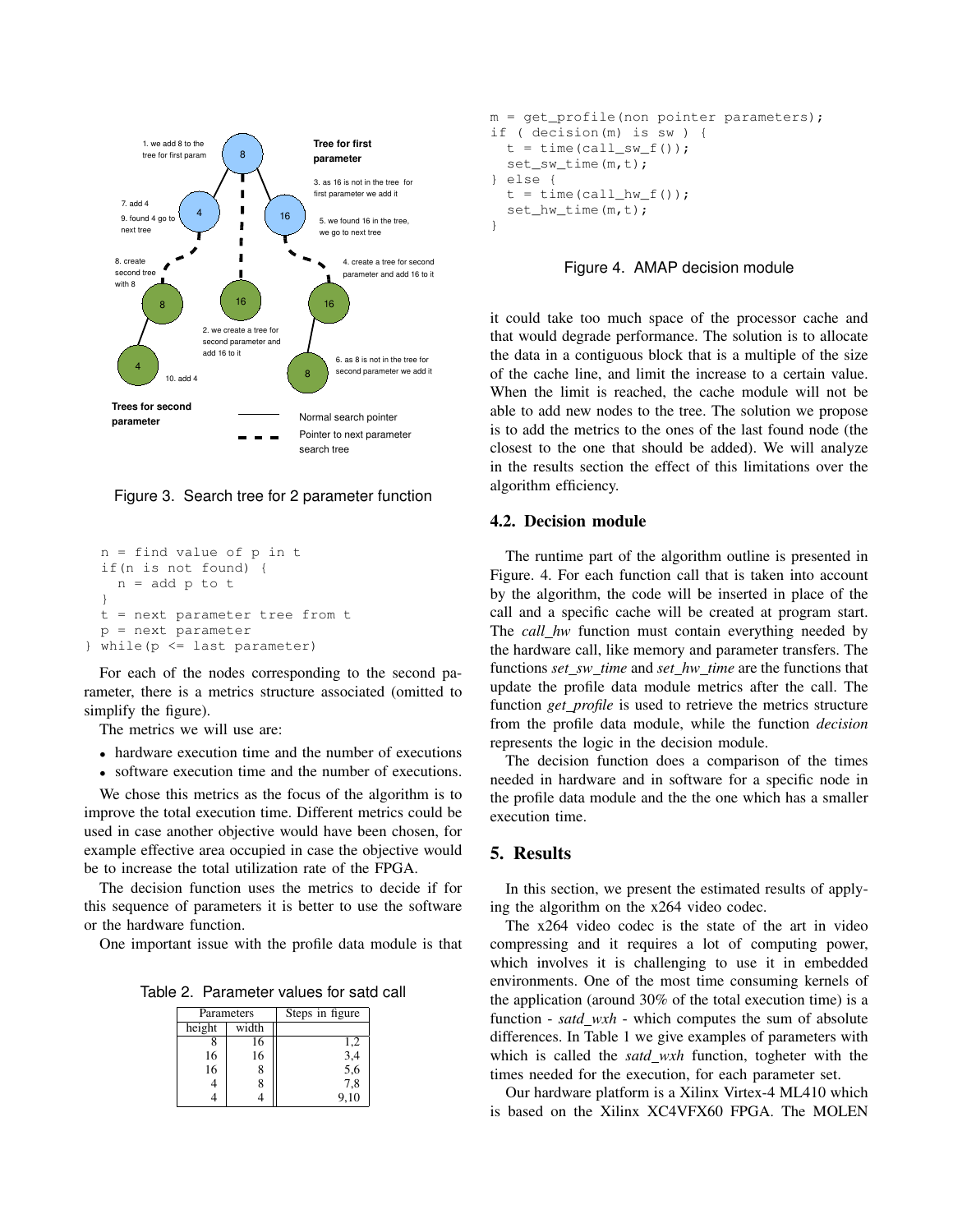1. we add 8 to the tree for first param

Tree for first parameter

3. as 16 is not in the tree for first parameter we add it

7. add 4

9. found 4 go to next tree

5. we found 16 in the tree, we go to next tree

8. create second tree with 8

4. create a tree for second parameter and add 16 to it

2. we create a tree for second parameter and add 16 to it

6. as 8 is not in the tree for second parameter we add it

10. add 4

Trees for second parameter

Normal search pointer

Pointer to next parameter search tree

Figure 3. Search tree for 2 parameter function

```
  n = find value of p in t
  if(n is not found) {
    n = add p to t
  }
  t = next parameter tree from t
  p = next parameter
} while(p <= last parameter)
```

For each of the nodes corresponding to the second parameter, there is a metrics structure associated (omitted to simplify the figure).

The metrics we will use are:

- hardware execution time and the number of executions
- software execution time and the number of executions.

We chose this metrics as the focus of the algorithm is to improve the total execution time. Different metrics could be used in case another objective would have been chosen, for example effective area occupied in case the objective would be to increase the total utilization rate of the FPGA.

The decision function uses the metrics to decide if for this sequence of parameters it is better to use the software or the hardware function.

One important issue with the profile data module is that

Table 2. Parameter values for satd call

| Parameters | | Steps in figure |
|---|---|---|
| height | width | |
| 8 | 16 | 1,2 |
| 16 | 16 | 3,4 |
| 16 | 8 | 5,6 |
| 4 | 8 | 7,8 |
| 4 | 4 | 9,10 |

```
m = get_profile(non pointer parameters);
if ( decision(m) is sw ) {
  t = time(call_sw_f());
  set_sw_time(m,t);
} else {
  t = time(call_hw_f());
  set_hw_time(m,t);
}
```

Figure 4. AMAP decision module

it could take too much space of the processor cache and that would degrade performance. The solution is to allocate the data in a contiguous block that is a multiple of the size of the cache line, and limit the increase to a certain value. When the limit is reached, the cache module will not be able to add new nodes to the tree. The solution we propose is to add the metrics to the ones of the last found node (the closest to the one that should be added). We will analyze in the results section the effect of this limitations over the algorithm efficiency.

### 4.2. Decision module

The runtime part of the algorithm outline is presented in Figure. 4. For each function call that is taken into account by the algorithm, the code will be inserted in place of the call and a specific cache will be created at program start. The *call_hw* function must contain everything needed by the hardware call, like memory and parameter transfers. The functions *set_sw_time* and *set_hw_time* are the functions that update the profile data module metrics after the call. The function *get_profile* is used to retrieve the metrics structure from the profile data module, while the function *decision* represents the logic in the decision module.

The decision function does a comparison of the times needed in hardware and in software for a specific node in the profile data module and the the one which has a smaller execution time.

## 5. Results

In this section, we present the estimated results of applying the algorithm on the x264 video codec.

The x264 video codec is the state of the art in video compressing and it requires a lot of computing power, which involves it is challenging to use it in embedded environments. One of the most time consuming kernels of the application (around 30% of the total execution time) is a function - *satd_wxh* - which computes the sum of absolute differences. In Table 1 we give examples of parameters with which is called the *satd_wxh* function, togheter with the times needed for the execution, for each parameter set.

Our hardware platform is a Xilinx Virtex-4 ML410 which is based on the Xilinx XC4VFX60 FPGA. The MOLEN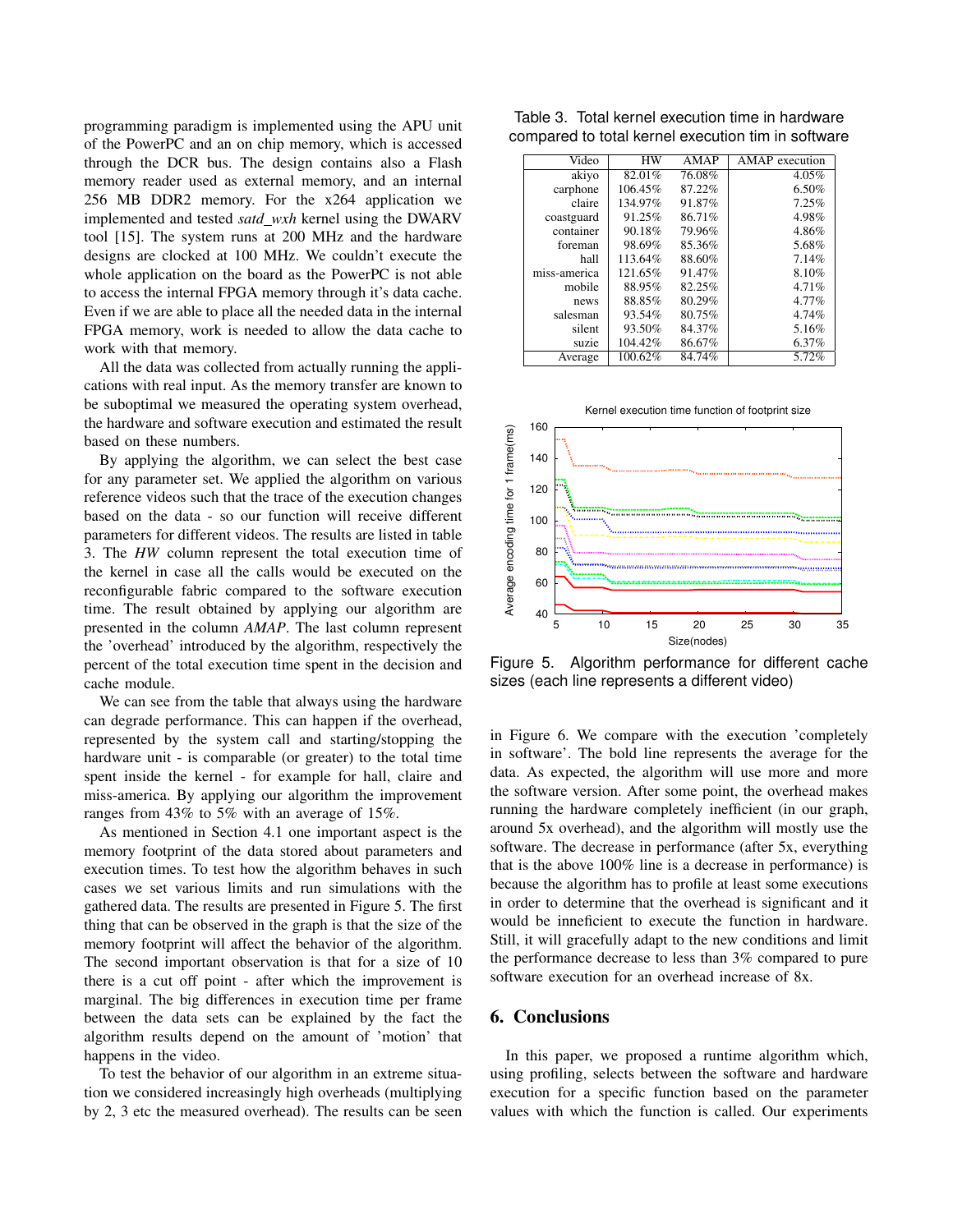programming paradigm is implemented using the APU unit of the PowerPC and an on chip memory, which is accessed through the DCR bus. The design contains also a Flash memory reader used as external memory, and an internal 256 MB DDR2 memory. For the x264 application we implemented and tested *satd_wxh* kernel using the DWARV tool [15]. The system runs at 200 MHz and the hardware designs are clocked at 100 MHz. We couldn't execute the whole application on the board as the PowerPC is not able to access the internal FPGA memory through it's data cache. Even if we are able to place all the needed data in the internal FPGA memory, work is needed to allow the data cache to work with that memory.

All the data was collected from actually running the applications with real input. As the memory transfer are known to be suboptimal we measured the operating system overhead, the hardware and software execution and estimated the result based on these numbers.

By applying the algorithm, we can select the best case for any parameter set. We applied the algorithm on various reference videos such that the trace of the execution changes based on the data - so our function will receive different parameters for different videos. The results are listed in table 3. The *HW* column represent the total execution time of the kernel in case all the calls would be executed on the reconfigurable fabric compared to the software execution time. The result obtained by applying our algorithm are presented in the column *AMAP*. The last column represent the 'overhead' introduced by the algorithm, respectively the percent of the total execution time spent in the decision and cache module.

We can see from the table that always using the hardware can degrade performance. This can happen if the overhead, represented by the system call and starting/stopping the hardware unit - is comparable (or greater) to the total time spent inside the kernel - for example for hall, claire and miss-america. By applying our algorithm the improvement ranges from 43% to 5% with an average of 15%.

As mentioned in Section 4.1 one important aspect is the memory footprint of the data stored about parameters and execution times. To test how the algorithm behaves in such cases we set various limits and run simulations with the gathered data. The results are presented in Figure 5. The first thing that can be observed in the graph is that the size of the memory footprint will affect the behavior of the algorithm. The second important observation is that for a size of 10 there is a cut off point - after which the improvement is marginal. The big differences in execution time per frame between the data sets can be explained by the fact the algorithm results depend on the amount of 'motion' that happens in the video.

To test the behavior of our algorithm in an extreme situation we considered increasingly high overheads (multiplying by 2, 3 etc the measured overhead). The results can be seen

Table 3. Total kernel execution time in hardware compared to total kernel execution tim in software

| Video | HW | AMAP | AMAP execution |
|---|---|---|---|
| akiyo | 82.01% | 76.08% | 4.05% |
| carphone | 106.45% | 87.22% | 6.50% |
| claire | 134.97% | 91.87% | 7.25% |
| coastguard | 91.25% | 86.71% | 4.98% |
| container | 90.18% | 79.96% | 4.86% |
| foreman | 98.69% | 85.36% | 5.68% |
| hall | 113.64% | 88.60% | 7.14% |
| miss-america | 121.65% | 91.47% | 8.10% |
| mobile | 88.95% | 82.25% | 4.71% |
| news | 88.85% | 80.29% | 4.77% |
| salesman | 93.54% | 80.75% | 4.74% |
| silent | 93.50% | 84.37% | 5.16% |
| suzie | 104.42% | 86.67% | 6.37% |
| Average | 100.62% | 84.74% | 5.72% |

Kernel execution time function of footprint size

Average encoding time for 1 frame(ms)

160
140
120
100
80
60
40

5 10 15 20 25 30 35

Size(nodes)

Figure 5. Algorithm performance for different cache sizes (each line represents a different video)

in Figure 6. We compare with the execution 'completely in software'. The bold line represents the average for the data. As expected, the algorithm will use more and more the software version. After some point, the overhead makes running the hardware completely inefficient (in our graph, around 5x overhead), and the algorithm will mostly use the software. The decrease in performance (after 5x, everything that is the above 100% line is a decrease in performance) is because the algorithm has to profile at least some executions in order to determine that the overhead is significant and it would be ineficient to execute the function in hardware. Still, it will gracefully adapt to the new conditions and limit the performance decrease to less than 3% compared to pure software execution for an overhead increase of 8x.

## 6. Conclusions

In this paper, we proposed a runtime algorithm which, using profiling, selects between the software and hardware execution for a specific function based on the parameter values with which the function is called. Our experiments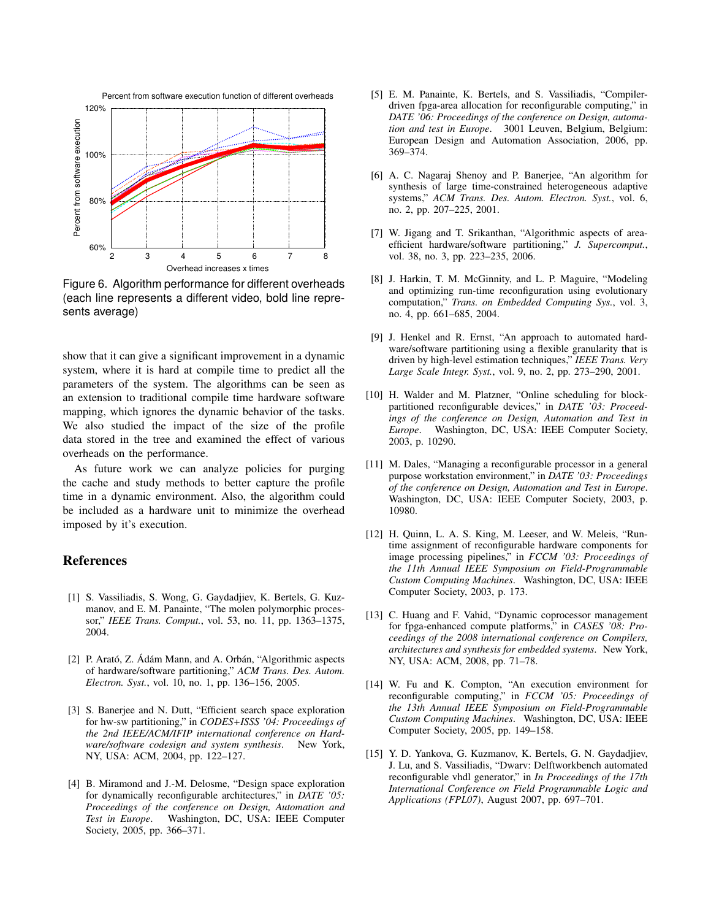Percent from software execution function of different overheads

Percent from software execution

120%

100%

80%

60%

2 3 4 5 6 7 8

Overhead increases x times

Figure 6. Algorithm performance for different overheads (each line represents a different video, bold line represents average)

show that it can give a significant improvement in a dynamic system, where it is hard at compile time to predict all the parameters of the system. The algorithms can be seen as an extension to traditional compile time hardware software mapping, which ignores the dynamic behavior of the tasks. We also studied the impact of the size of the profile data stored in the tree and examined the effect of various overheads on the performance.

As future work we can analyze policies for purging the cache and study methods to better capture the profile time in a dynamic environment. Also, the algorithm could be included as a hardware unit to minimize the overhead imposed by it's execution.

## References

[1] S. Vassiliadis, S. Wong, G. Gaydadjiev, K. Bertels, G. Kuzmanov, and E. M. Panainte, "The molen polymorphic processor," *IEEE Trans. Comput.*, vol. 53, no. 11, pp. 1363–1375, 2004.

[2] P. Arató, Z. Ádám Mann, and A. Orbán, "Algorithmic aspects of hardware/software partitioning," *ACM Trans. Des. Autom. Electron. Syst.*, vol. 10, no. 1, pp. 136–156, 2005.

[3] S. Banerjee and N. Dutt, "Efficient search space exploration for hw-sw partitioning," in *CODES+ISSS '04: Proceedings of the 2nd IEEE/ACM/IFIP international conference on Hardware/software codesign and system synthesis*. New York, NY, USA: ACM, 2004, pp. 122–127.

[4] B. Miramond and J.-M. Delosme, "Design space exploration for dynamically reconfigurable architectures," in *DATE '05: Proceedings of the conference on Design, Automation and Test in Europe*. Washington, DC, USA: IEEE Computer Society, 2005, pp. 366–371.

[5] E. M. Panainte, K. Bertels, and S. Vassiliadis, "Compiler-driven fpga-area allocation for reconfigurable computing," in *DATE '06: Proceedings of the conference on Design, automation and test in Europe*. 3001 Leuven, Belgium, Belgium: European Design and Automation Association, 2006, pp. 369–374.

[6] A. C. Nagaraj Shenoy and P. Banerjee, "An algorithm for synthesis of large time-constrained heterogeneous adaptive systems," *ACM Trans. Des. Autom. Electron. Syst.*, vol. 6, no. 2, pp. 207–225, 2001.

[7] W. Jigang and T. Srikanthan, "Algorithmic aspects of area-efficient hardware/software partitioning," *J. Supercomput.*, vol. 38, no. 3, pp. 223–235, 2006.

[8] J. Harkin, T. M. McGinnity, and L. P. Maguire, "Modeling and optimizing run-time reconfiguration using evolutionary computation," *Trans. on Embedded Computing Sys.*, vol. 3, no. 4, pp. 661–685, 2004.

[9] J. Henkel and R. Ernst, "An approach to automated hardware/software partitioning using a flexible granularity that is driven by high-level estimation techniques," *IEEE Trans. Very Large Scale Integr. Syst.*, vol. 9, no. 2, pp. 273–290, 2001.

[10] H. Walder and M. Platzner, "Online scheduling for block-partitioned reconfigurable devices," in *DATE '03: Proceedings of the conference on Design, Automation and Test in Europe*. Washington, DC, USA: IEEE Computer Society, 2003, p. 10290.

[11] M. Dales, "Managing a reconfigurable processor in a general purpose workstation environment," in *DATE '03: Proceedings of the conference on Design, Automation and Test in Europe*. Washington, DC, USA: IEEE Computer Society, 2003, p. 10980.

[12] H. Quinn, L. A. S. King, M. Leeser, and W. Meleis, "Runtime assignment of reconfigurable hardware components for image processing pipelines," in *FCCM '03: Proceedings of the 11th Annual IEEE Symposium on Field-Programmable Custom Computing Machines*. Washington, DC, USA: IEEE Computer Society, 2003, p. 173.

[13] C. Huang and F. Vahid, "Dynamic coprocessor management for fpga-enhanced compute platforms," in *CASES '08: Proceedings of the 2008 international conference on Compilers, architectures and synthesis for embedded systems*. New York, NY, USA: ACM, 2008, pp. 71–78.

[14] W. Fu and K. Compton, "An execution environment for reconfigurable computing," in *FCCM '05: Proceedings of the 13th Annual IEEE Symposium on Field-Programmable Custom Computing Machines*. Washington, DC, USA: IEEE Computer Society, 2005, pp. 149–158.

[15] Y. D. Yankova, G. Kuzmanov, K. Bertels, G. N. Gaydadjiev, J. Lu, and S. Vassiliadis, "Dwarv: Delftworkbench automated reconfigurable vhdl generator," in *In Proceedings of the 17th International Conference on Field Programmable Logic and Applications (FPL07)*, August 2007, pp. 697–701.